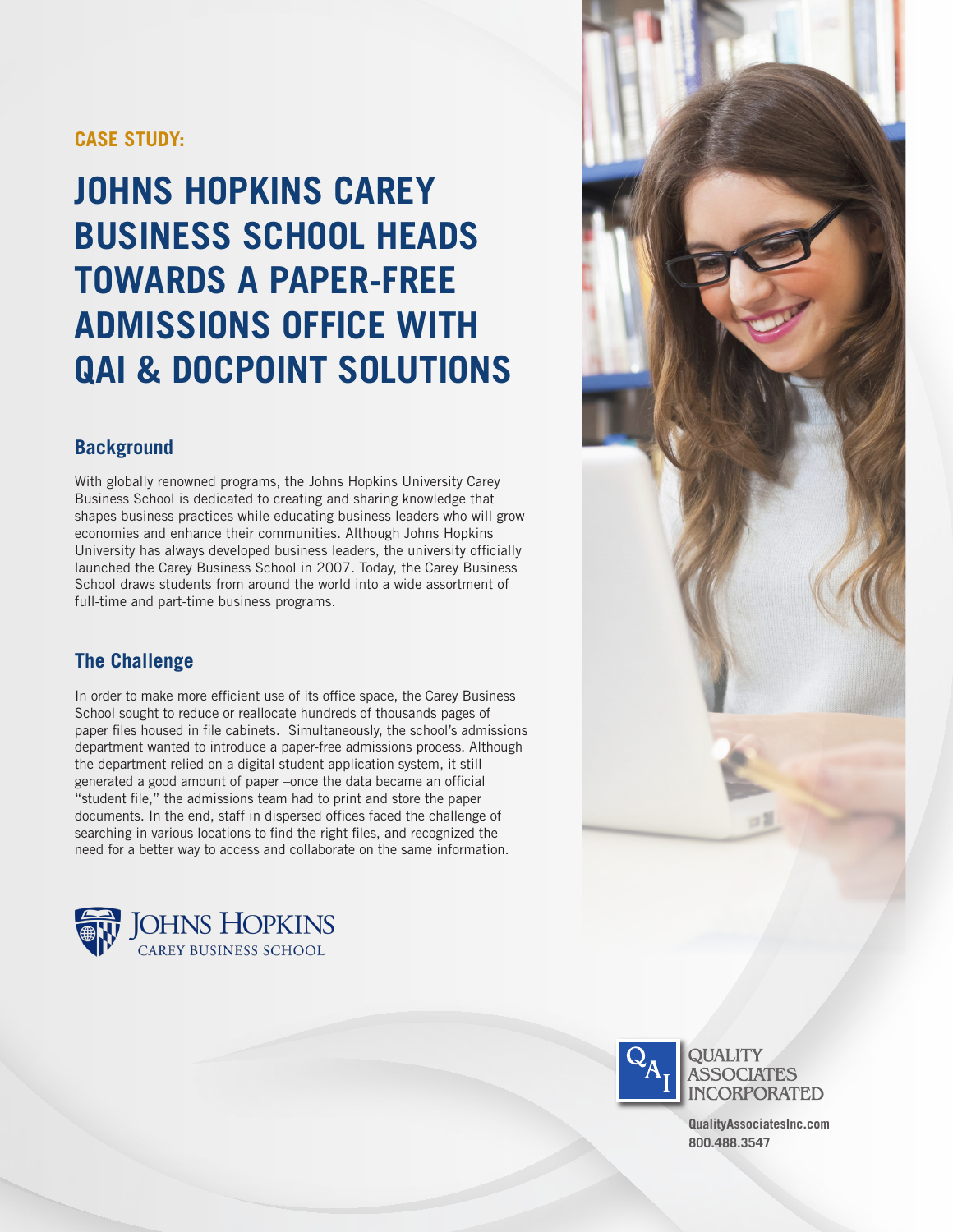CASE STUDY:

# JOHNS HOPKINS CAREY BUSINESS SCHOOL HEADS TOWARDS A PAPER-FREE ADMISSIONS OFFICE WITH QAI & DOCPOINT SOLUTIONS

## Background

With globally renowned programs, the Johns Hopkins University Carey Business School is dedicated to creating and sharing knowledge that shapes business practices while educating business leaders who will grow economies and enhance their communities. Although Johns Hopkins University has always developed business leaders, the university officially launched the Carey Business School in 2007. Today, the Carey Business School draws students from around the world into a wide assortment of full-time and part-time business programs.

## The Challenge

In order to make more efficient use of its office space, the Carey Business School sought to reduce or reallocate hundreds of thousands pages of paper files housed in file cabinets. Simultaneously, the school's admissions department wanted to introduce a paper-free admissions process. Although the department relied on a digital student application system, it still generated a good amount of paper –once the data became an official "student file," the admissions team had to print and store the paper documents. In the end, staff in dispersed offices faced the challenge of searching in various locations to find the right files, and recognized the need for a better way to access and collaborate on the same information.

JOHNS HOPKINS
CAREY BUSINESS SCHOOL

QUALITY ASSOCIATES INCORPORATED

QualityAssociatesInc.com
800.488.3547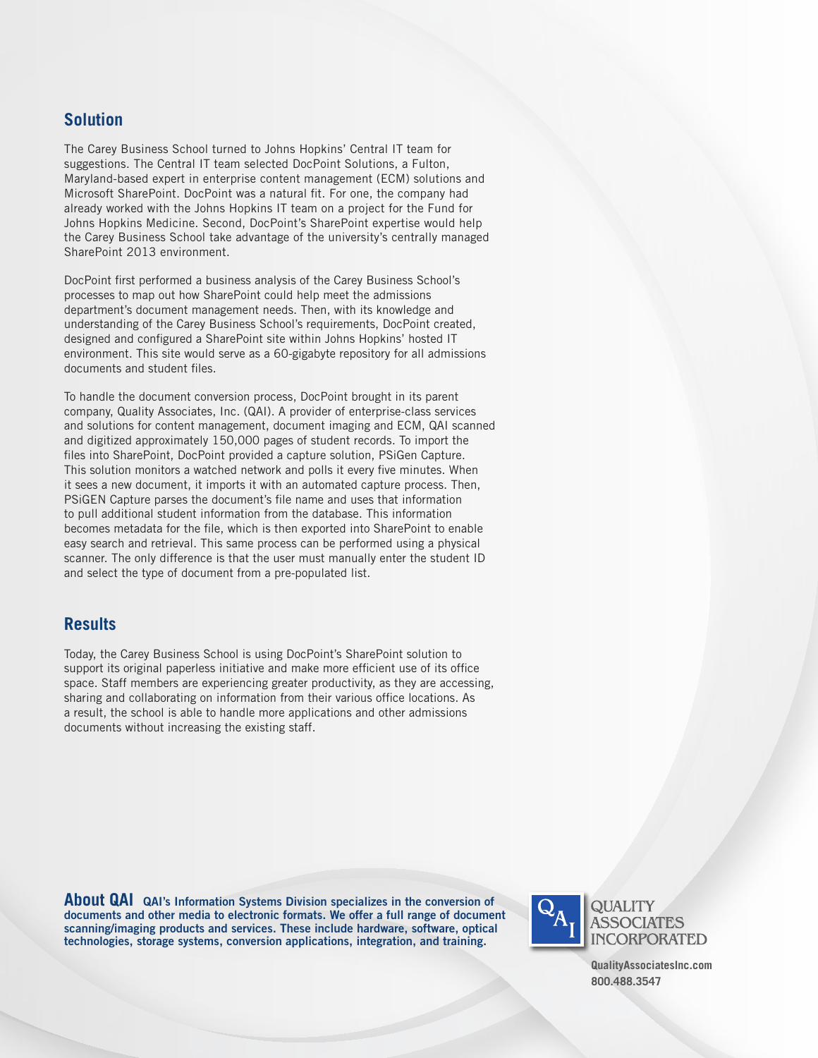## Solution

The Carey Business School turned to Johns Hopkins' Central IT team for suggestions. The Central IT team selected DocPoint Solutions, a Fulton, Maryland-based expert in enterprise content management (ECM) solutions and Microsoft SharePoint. DocPoint was a natural fit. For one, the company had already worked with the Johns Hopkins IT team on a project for the Fund for Johns Hopkins Medicine. Second, DocPoint's SharePoint expertise would help the Carey Business School take advantage of the university's centrally managed SharePoint 2013 environment.

DocPoint first performed a business analysis of the Carey Business School's processes to map out how SharePoint could help meet the admissions department's document management needs. Then, with its knowledge and understanding of the Carey Business School's requirements, DocPoint created, designed and configured a SharePoint site within Johns Hopkins' hosted IT environment. This site would serve as a 60-gigabyte repository for all admissions documents and student files.

To handle the document conversion process, DocPoint brought in its parent company, Quality Associates, Inc. (QAI). A provider of enterprise-class services and solutions for content management, document imaging and ECM, QAI scanned and digitized approximately 150,000 pages of student records. To import the files into SharePoint, DocPoint provided a capture solution, PSiGen Capture. This solution monitors a watched network and polls it every five minutes. When it sees a new document, it imports it with an automated capture process. Then, PSiGEN Capture parses the document's file name and uses that information to pull additional student information from the database. This information becomes metadata for the file, which is then exported into SharePoint to enable easy search and retrieval. This same process can be performed using a physical scanner. The only difference is that the user must manually enter the student ID and select the type of document from a pre-populated list.

## Results

Today, the Carey Business School is using DocPoint's SharePoint solution to support its original paperless initiative and make more efficient use of its office space. Staff members are experiencing greater productivity, as they are accessing, sharing and collaborating on information from their various office locations. As a result, the school is able to handle more applications and other admissions documents without increasing the existing staff.

**About QAI** **QAI's Information Systems Division specializes in the conversion of documents and other media to electronic formats. We offer a full range of document scanning/imaging products and services. These include hardware, software, optical technologies, storage systems, conversion applications, integration, and training.**

QUALITY ASSOCIATES INCORPORATED

**QualityAssociatesInc.com**
**800.488.3547**